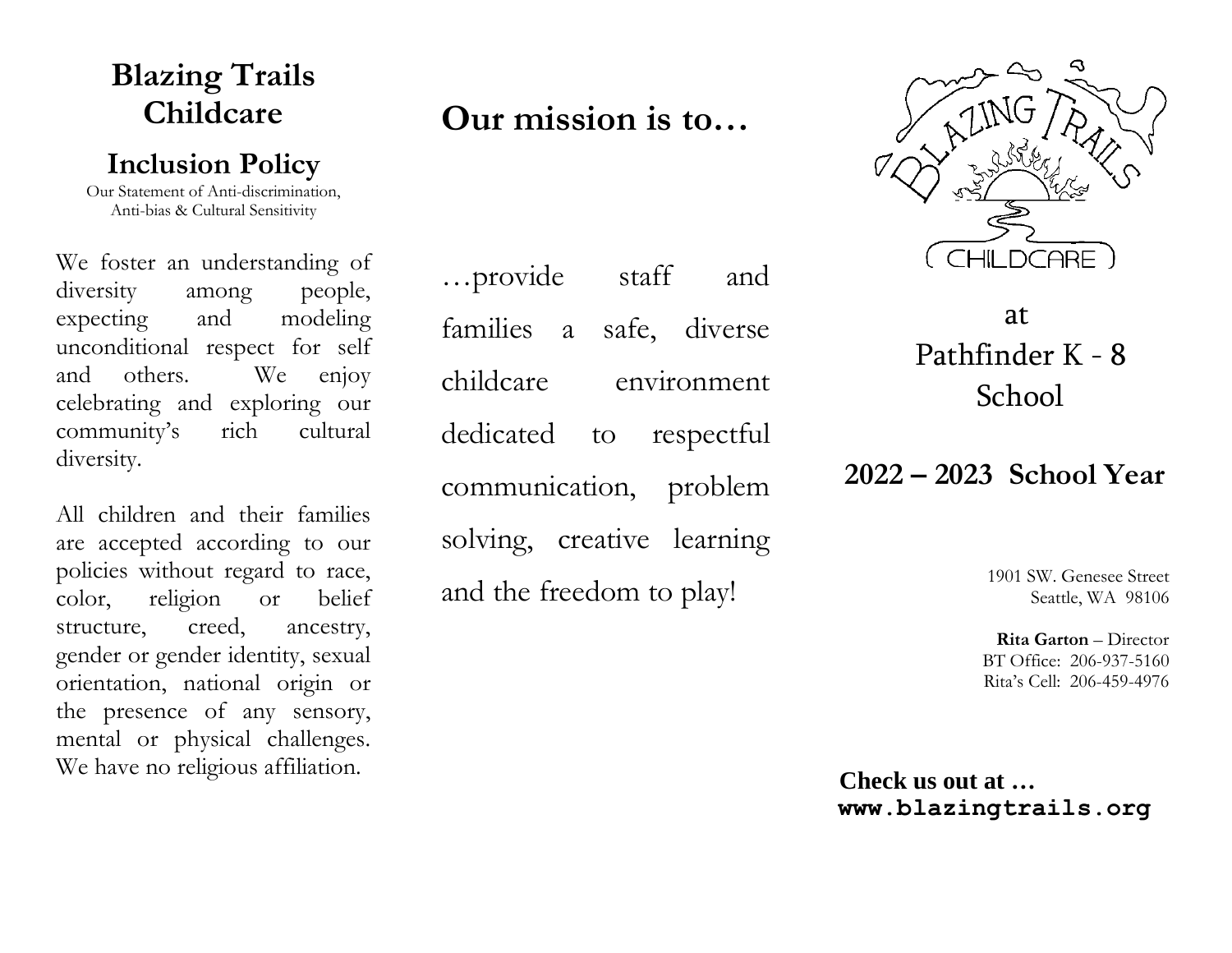# Blazing Trails Childcare

## Inclusion Policy

Our Statement of Anti-discrimination, Anti-bias & Cultural Sensitivity

We foster an understanding of diversity among people, expecting and modeling unconditional respect for self and others. We enjoy celebrating and exploring our community's rich cultural diversity.

All children and their families are accepted according to our policies without regard to race, color, religion or belief structure, creed, ancestry, gender or gender identity, sexual orientation, national origin or the presence of any sensory, mental or physical challenges. We have no religious affiliation.

## Our mission is to…

…provide staff and families a safe, diverse childcare environment dedicated to respectful communication, problem solving, creative learning and the freedom to play!

BLAZING TRAILS CHILDCARE

at
Pathfinder K - 8
School

## 2022 – 2023 School Year

1901 SW. Genesee Street
Seattle, WA 98106

**Rita Garton** – Director
BT Office: 206-937-5160
Rita's Cell: 206-459-4976

**Check us out at …**
**www.blazingtrails.org**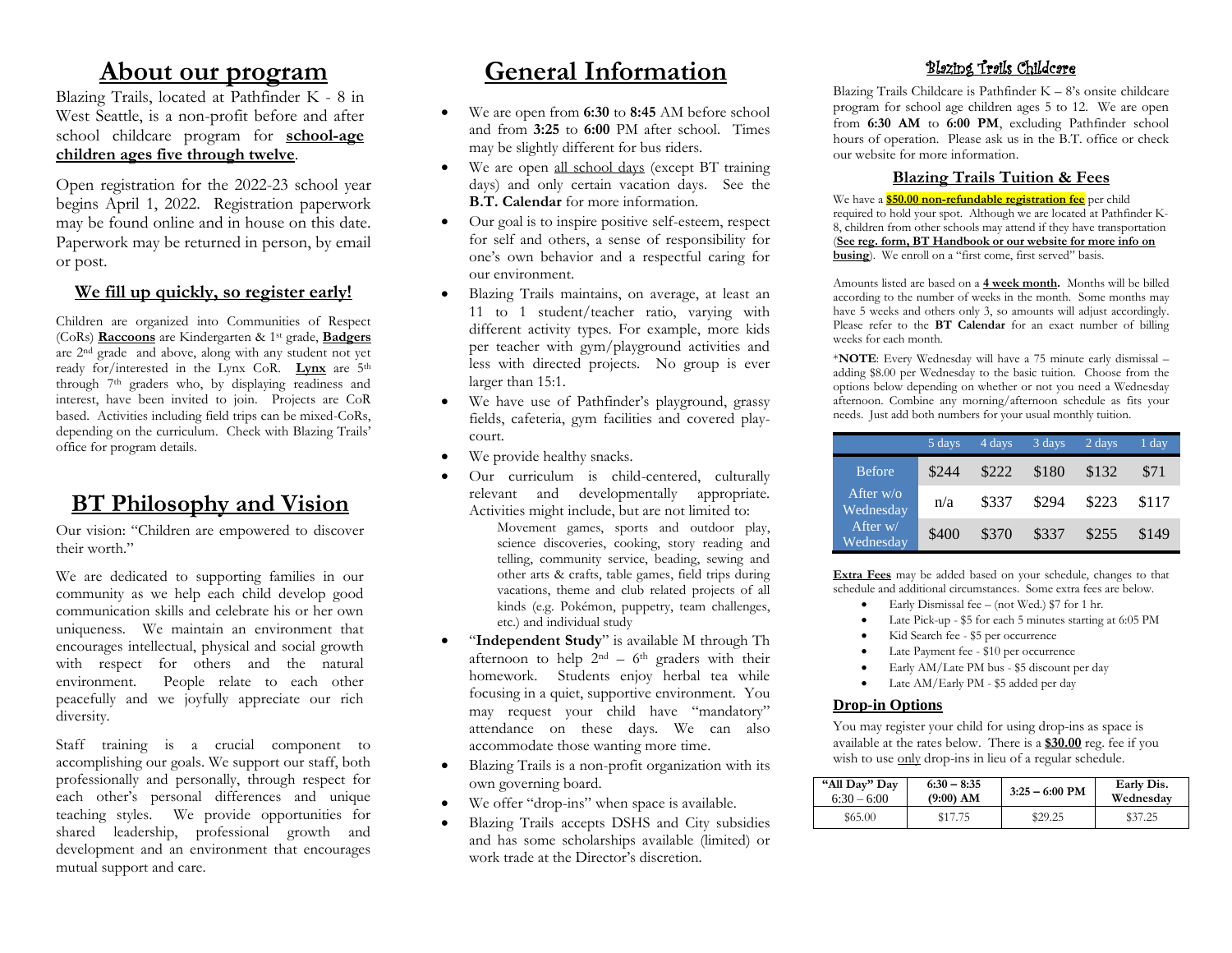# About our program

Blazing Trails, located at Pathfinder K - 8 in West Seattle, is a non-profit before and after school childcare program for **school-age children ages five through twelve**.

Open registration for the 2022-23 school year begins April 1, 2022. Registration paperwork may be found online and in house on this date. Paperwork may be returned in person, by email or post.

### We fill up quickly, so register early!

Children are organized into Communities of Respect (CoRs) **Raccoons** are Kindergarten & 1st grade, **Badgers** are 2nd grade and above, along with any student not yet ready for/interested in the Lynx CoR. **Lynx** are 5th through 7th graders who, by displaying readiness and interest, have been invited to join. Projects are CoR based. Activities including field trips can be mixed-CoRs, depending on the curriculum. Check with Blazing Trails' office for program details.

# BT Philosophy and Vision

Our vision: "Children are empowered to discover their worth."

We are dedicated to supporting families in our community as we help each child develop good communication skills and celebrate his or her own uniqueness. We maintain an environment that encourages intellectual, physical and social growth with respect for others and the natural environment. People relate to each other peacefully and we joyfully appreciate our rich diversity.

Staff training is a crucial component to accomplishing our goals. We support our staff, both professionally and personally, through respect for each other's personal differences and unique teaching styles. We provide opportunities for shared leadership, professional growth and development and an environment that encourages mutual support and care.

# General Information

- We are open from **6:30** to **8:45** AM before school and from **3:25** to **6:00** PM after school. Times may be slightly different for bus riders.
- We are open all school days (except BT training days) and only certain vacation days. See the **B.T. Calendar** for more information.
- Our goal is to inspire positive self-esteem, respect for self and others, a sense of responsibility for one's own behavior and a respectful caring for our environment.
- Blazing Trails maintains, on average, at least an 11 to 1 student/teacher ratio, varying with different activity types. For example, more kids per teacher with gym/playground activities and less with directed projects. No group is ever larger than 15:1.
- We have use of Pathfinder's playground, grassy fields, cafeteria, gym facilities and covered play-court.
- We provide healthy snacks.
- Our curriculum is child-centered, culturally relevant and developmentally appropriate. Activities might include, but are not limited to:

  Movement games, sports and outdoor play, science discoveries, cooking, story reading and telling, community service, beading, sewing and other arts & crafts, table games, field trips during vacations, theme and club related projects of all kinds (e.g. Pokémon, puppetry, team challenges, etc.) and individual study
- "**Independent Study**" is available M through Th afternoon to help 2nd – 6th graders with their homework. Students enjoy herbal tea while focusing in a quiet, supportive environment. You may request your child have "mandatory" attendance on these days. We can also accommodate those wanting more time.
- Blazing Trails is a non-profit organization with its own governing board.
- We offer "drop-ins" when space is available.
- Blazing Trails accepts DSHS and City subsidies and has some scholarships available (limited) or work trade at the Director's discretion.

## Blazing Trails Childcare

Blazing Trails Childcare is Pathfinder K – 8's onsite childcare program for school age children ages 5 to 12. We are open from **6:30 AM** to **6:00 PM**, excluding Pathfinder school hours of operation. Please ask us in the B.T. office or check our website for more information.

### Blazing Trails Tuition & Fees

We have a **$50.00 non-refundable registration fee** per child required to hold your spot. Although we are located at Pathfinder K-8, children from other schools may attend if they have transportation (**See reg. form, BT Handbook or our website for more info on busing**). We enroll on a "first come, first served" basis.

Amounts listed are based on a **4 week month.** Months will be billed according to the number of weeks in the month. Some months may have 5 weeks and others only 3, so amounts will adjust accordingly. Please refer to the **BT Calendar** for an exact number of billing weeks for each month.

\***NOTE**: Every Wednesday will have a 75 minute early dismissal – adding $8.00 per Wednesday to the basic tuition. Choose from the options below depending on whether or not you need a Wednesday afternoon. Combine any morning/afternoon schedule as fits your needs. Just add both numbers for your usual monthly tuition.

| | 5 days | 4 days | 3 days | 2 days | 1 day |
|---|---|---|---|---|---|
| Before | $244 | $222 | $180 | $132 | $71 |
| After w/o Wednesday | n/a | $337 | $294 | $223 | $117 |
| After w/ Wednesday | $400 | $370 | $337 | $255 | $149 |

**Extra Fees** may be added based on your schedule, changes to that schedule and additional circumstances. Some extra fees are below.

- Early Dismissal fee – (not Wed.) $7 for 1 hr.
- Late Pick-up - $5 for each 5 minutes starting at 6:05 PM
- Kid Search fee - $5 per occurrence
- Late Payment fee - $10 per occurrence
- Early AM/Late PM bus - $5 discount per day
- Late AM/Early PM - $5 added per day

### Drop-in Options

You may register your child for using drop-ins as space is available at the rates below. There is a **$30.00** reg. fee if you wish to use only drop-ins in lieu of a regular schedule.

| "All Day" Day 6:30 – 6:00 | 6:30 – 8:35 (9:00) AM | 3:25 – 6:00 PM | Early Dis. Wednesday |
|---|---|---|---|
| $65.00 | $17.75 | $29.25 | $37.25 |